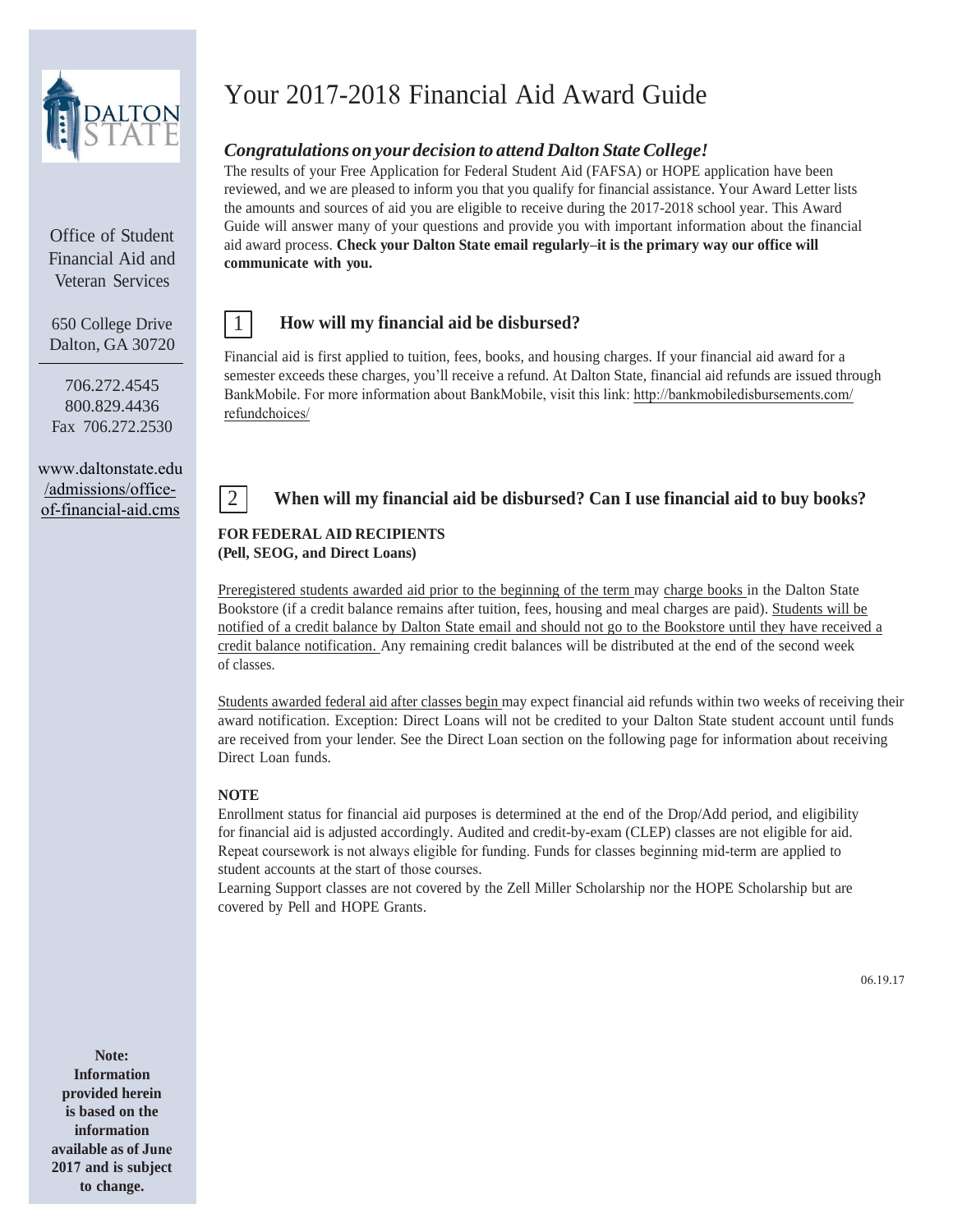Office of Student Financial Aid and Veteran Services

650 College Drive
Dalton, GA 30720

706.272.4545
800.829.4436
Fax 706.272.2530

www.daltonstate.edu/admissions/office-of-financial-aid.cms

**Note: Information provided herein is based on the information available as of June 2017 and is subject to change.**

# Your 2017-2018 Financial Aid Award Guide

***Congratulations on your decision to attend Dalton State College!***

The results of your Free Application for Federal Student Aid (FAFSA) or HOPE application have been reviewed, and we are pleased to inform you that you qualify for financial assistance. Your Award Letter lists the amounts and sources of aid you are eligible to receive during the 2017-2018 school year. This Award Guide will answer many of your questions and provide you with important information about the financial aid award process. **Check your Dalton State email regularly–it is the primary way our office will communicate with you.**

## 1 How will my financial aid be disbursed?

Financial aid is first applied to tuition, fees, books, and housing charges. If your financial aid award for a semester exceeds these charges, you'll receive a refund. At Dalton State, financial aid refunds are issued through BankMobile. For more information about BankMobile, visit this link: http://bankmobiledisbursements.com/refundchoices/

## 2 When will my financial aid be disbursed? Can I use financial aid to buy books?

**FOR FEDERAL AID RECIPIENTS**
**(Pell, SEOG, and Direct Loans)**

Preregistered students awarded aid prior to the beginning of the term may charge books in the Dalton State Bookstore (if a credit balance remains after tuition, fees, housing and meal charges are paid). Students will be notified of a credit balance by Dalton State email and should not go to the Bookstore until they have received a credit balance notification. Any remaining credit balances will be distributed at the end of the second week of classes.

Students awarded federal aid after classes begin may expect financial aid refunds within two weeks of receiving their award notification. Exception: Direct Loans will not be credited to your Dalton State student account until funds are received from your lender. See the Direct Loan section on the following page for information about receiving Direct Loan funds.

**NOTE**

Enrollment status for financial aid purposes is determined at the end of the Drop/Add period, and eligibility for financial aid is adjusted accordingly. Audited and credit-by-exam (CLEP) classes are not eligible for aid. Repeat coursework is not always eligible for funding. Funds for classes beginning mid-term are applied to student accounts at the start of those courses.
Learning Support classes are not covered by the Zell Miller Scholarship nor the HOPE Scholarship but are covered by Pell and HOPE Grants.

06.19.17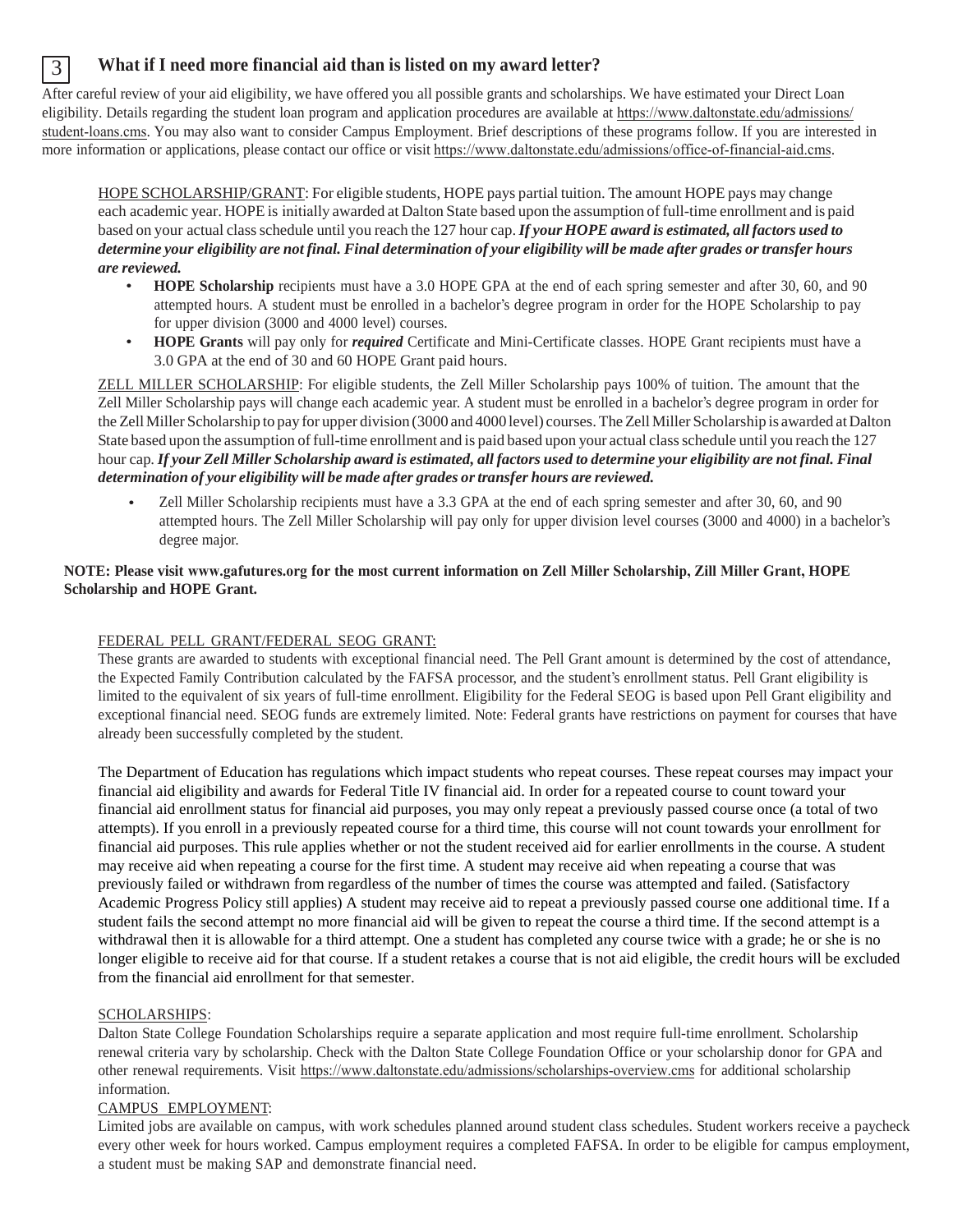## 3 What if I need more financial aid than is listed on my award letter?

After careful review of your aid eligibility, we have offered you all possible grants and scholarships. We have estimated your Direct Loan eligibility. Details regarding the student loan program and application procedures are available at https://www.daltonstate.edu/admissions/student-loans.cms. You may also want to consider Campus Employment. Brief descriptions of these programs follow. If you are interested in more information or applications, please contact our office or visit https://www.daltonstate.edu/admissions/office-of-financial-aid.cms.

HOPE SCHOLARSHIP/GRANT: For eligible students, HOPE pays partial tuition. The amount HOPE pays may change each academic year. HOPE is initially awarded at Dalton State based upon the assumption of full-time enrollment and is paid based on your actual class schedule until you reach the 127 hour cap. ***If your HOPE award is estimated, all factors used to determine your eligibility are not final. Final determination of your eligibility will be made after grades or transfer hours are reviewed.***

- **HOPE Scholarship** recipients must have a 3.0 HOPE GPA at the end of each spring semester and after 30, 60, and 90 attempted hours. A student must be enrolled in a bachelor's degree program in order for the HOPE Scholarship to pay for upper division (3000 and 4000 level) courses.
- **HOPE Grants** will pay only for ***required*** Certificate and Mini-Certificate classes. HOPE Grant recipients must have a 3.0 GPA at the end of 30 and 60 HOPE Grant paid hours.

ZELL MILLER SCHOLARSHIP: For eligible students, the Zell Miller Scholarship pays 100% of tuition. The amount that the Zell Miller Scholarship pays will change each academic year. A student must be enrolled in a bachelor's degree program in order for the Zell Miller Scholarship to pay for upper division (3000 and 4000 level) courses. The Zell Miller Scholarship is awarded at Dalton State based upon the assumption of full-time enrollment and is paid based upon your actual class schedule until you reach the 127 hour cap. ***If your Zell Miller Scholarship award is estimated, all factors used to determine your eligibility are not final. Final determination of your eligibility will be made after grades or transfer hours are reviewed.***

- Zell Miller Scholarship recipients must have a 3.3 GPA at the end of each spring semester and after 30, 60, and 90 attempted hours. The Zell Miller Scholarship will pay only for upper division level courses (3000 and 4000) in a bachelor's degree major.

**NOTE: Please visit www.gafutures.org for the most current information on Zell Miller Scholarship, Zill Miller Grant, HOPE Scholarship and HOPE Grant.**

FEDERAL PELL GRANT/FEDERAL SEOG GRANT:

These grants are awarded to students with exceptional financial need. The Pell Grant amount is determined by the cost of attendance, the Expected Family Contribution calculated by the FAFSA processor, and the student's enrollment status. Pell Grant eligibility is limited to the equivalent of six years of full-time enrollment. Eligibility for the Federal SEOG is based upon Pell Grant eligibility and exceptional financial need. SEOG funds are extremely limited. Note: Federal grants have restrictions on payment for courses that have already been successfully completed by the student.

The Department of Education has regulations which impact students who repeat courses. These repeat courses may impact your financial aid eligibility and awards for Federal Title IV financial aid. In order for a repeated course to count toward your financial aid enrollment status for financial aid purposes, you may only repeat a previously passed course once (a total of two attempts). If you enroll in a previously repeated course for a third time, this course will not count towards your enrollment for financial aid purposes. This rule applies whether or not the student received aid for earlier enrollments in the course. A student may receive aid when repeating a course for the first time. A student may receive aid when repeating a course that was previously failed or withdrawn from regardless of the number of times the course was attempted and failed. (Satisfactory Academic Progress Policy still applies) A student may receive aid to repeat a previously passed course one additional time. If a student fails the second attempt no more financial aid will be given to repeat the course a third time. If the second attempt is a withdrawal then it is allowable for a third attempt. One a student has completed any course twice with a grade; he or she is no longer eligible to receive aid for that course. If a student retakes a course that is not aid eligible, the credit hours will be excluded from the financial aid enrollment for that semester.

SCHOLARSHIPS:

Dalton State College Foundation Scholarships require a separate application and most require full-time enrollment. Scholarship renewal criteria vary by scholarship. Check with the Dalton State College Foundation Office or your scholarship donor for GPA and other renewal requirements. Visit https://www.daltonstate.edu/admissions/scholarships-overview.cms for additional scholarship information.

CAMPUS EMPLOYMENT:

Limited jobs are available on campus, with work schedules planned around student class schedules. Student workers receive a paycheck every other week for hours worked. Campus employment requires a completed FAFSA. In order to be eligible for campus employment, a student must be making SAP and demonstrate financial need.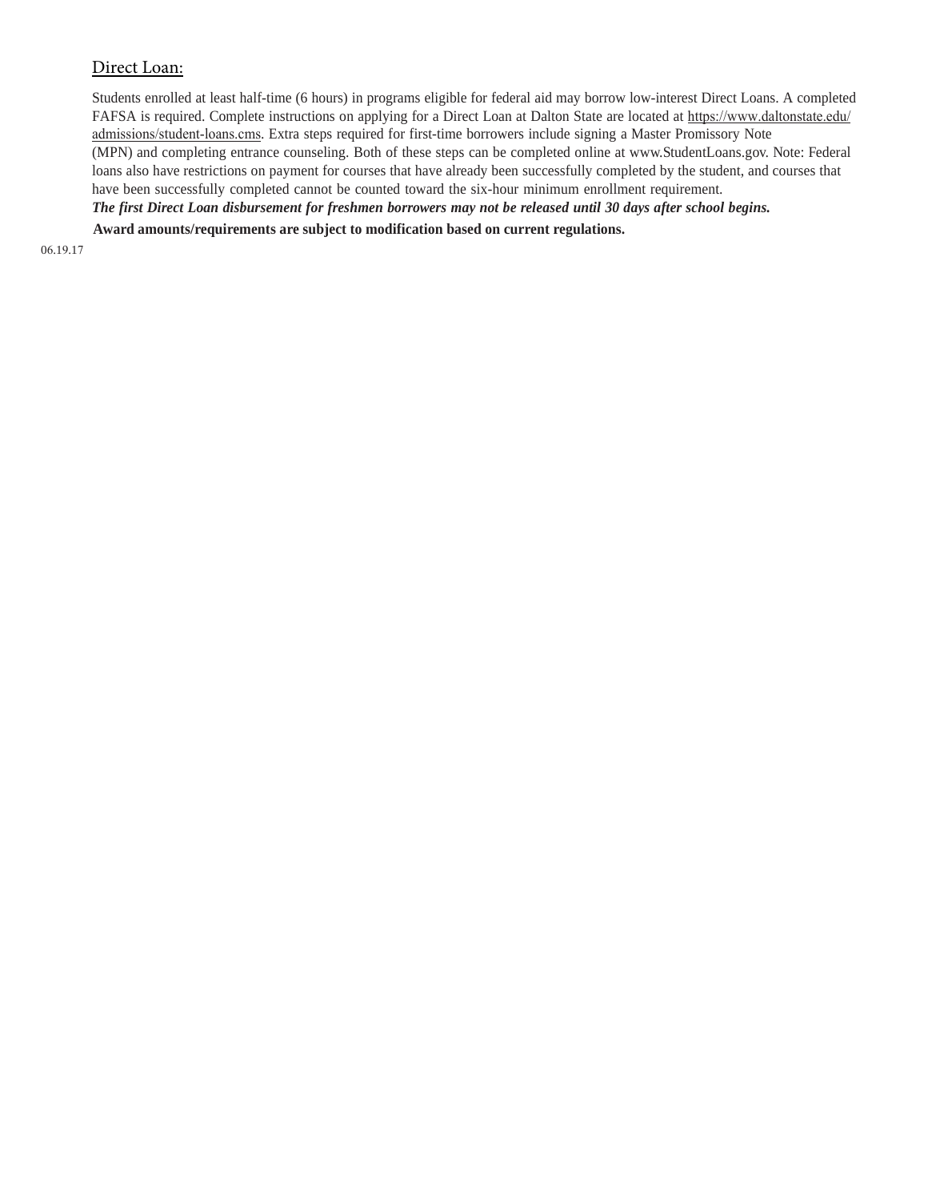## Direct Loan:

Students enrolled at least half-time (6 hours) in programs eligible for federal aid may borrow low-interest Direct Loans. A completed FAFSA is required. Complete instructions on applying for a Direct Loan at Dalton State are located at https://www.daltonstate.edu/admissions/student-loans.cms. Extra steps required for first-time borrowers include signing a Master Promissory Note (MPN) and completing entrance counseling. Both of these steps can be completed online at www.StudentLoans.gov. Note: Federal loans also have restrictions on payment for courses that have already been successfully completed by the student, and courses that have been successfully completed cannot be counted toward the six-hour minimum enrollment requirement.

***The first Direct Loan disbursement for freshmen borrowers may not be released until 30 days after school begins.***

**Award amounts/requirements are subject to modification based on current regulations.**

06.19.17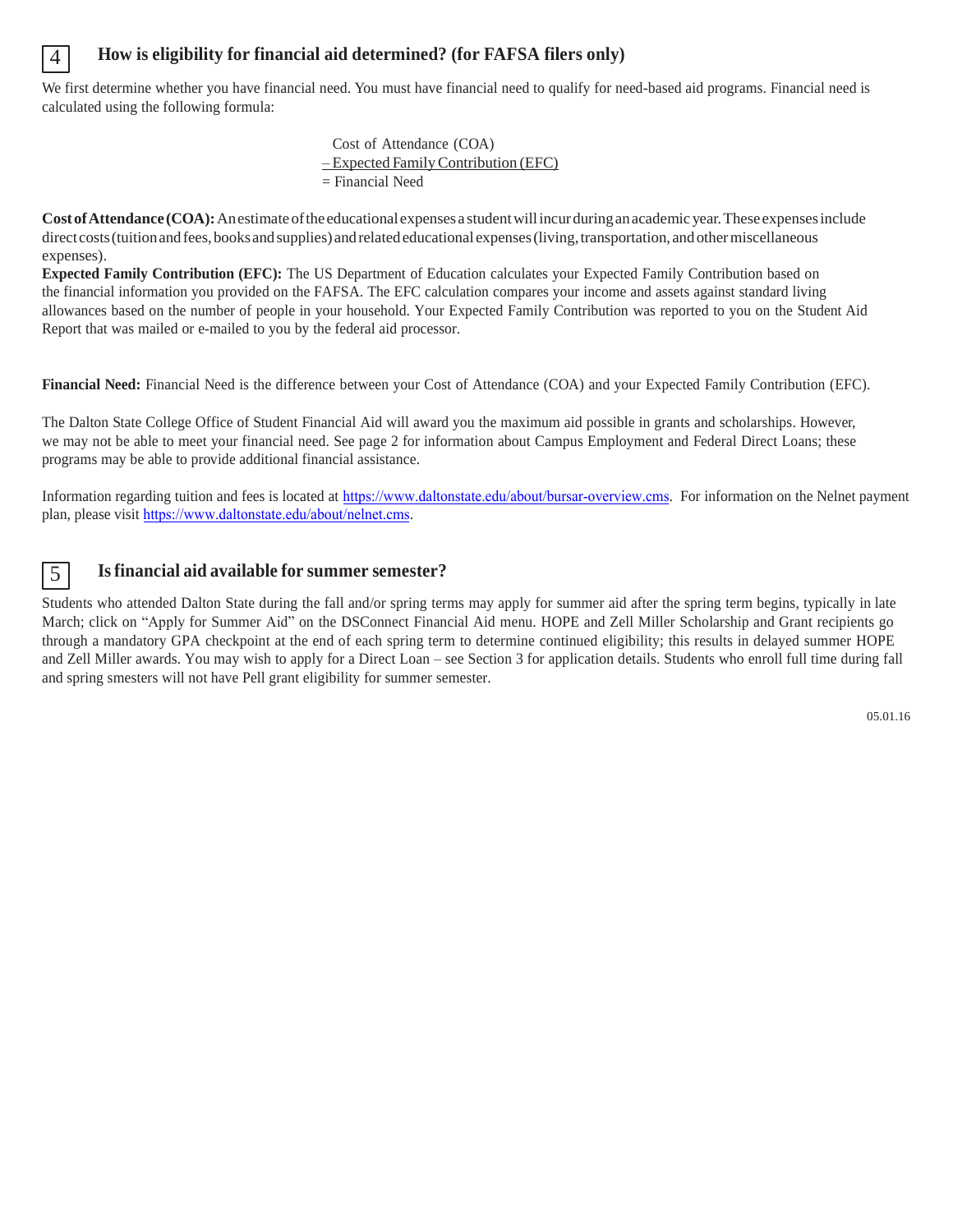## 4 How is eligibility for financial aid determined? (for FAFSA filers only)

We first determine whether you have financial need. You must have financial need to qualify for need-based aid programs. Financial need is calculated using the following formula:

Cost of Attendance (COA)
– Expected Family Contribution (EFC)
= Financial Need

**Cost of Attendance (COA):** An estimate of the educational expenses a student will incur during an academic year. These expenses include direct costs (tuition and fees, books and supplies) and related educational expenses (living, transportation, and other miscellaneous expenses).

**Expected Family Contribution (EFC):** The US Department of Education calculates your Expected Family Contribution based on the financial information you provided on the FAFSA. The EFC calculation compares your income and assets against standard living allowances based on the number of people in your household. Your Expected Family Contribution was reported to you on the Student Aid Report that was mailed or e-mailed to you by the federal aid processor.

**Financial Need:** Financial Need is the difference between your Cost of Attendance (COA) and your Expected Family Contribution (EFC).

The Dalton State College Office of Student Financial Aid will award you the maximum aid possible in grants and scholarships. However, we may not be able to meet your financial need. See page 2 for information about Campus Employment and Federal Direct Loans; these programs may be able to provide additional financial assistance.

Information regarding tuition and fees is located at https://www.daltonstate.edu/about/bursar-overview.cms. For information on the Nelnet payment plan, please visit https://www.daltonstate.edu/about/nelnet.cms.

## 5 Is financial aid available for summer semester?

Students who attended Dalton State during the fall and/or spring terms may apply for summer aid after the spring term begins, typically in late March; click on "Apply for Summer Aid" on the DSConnect Financial Aid menu. HOPE and Zell Miller Scholarship and Grant recipients go through a mandatory GPA checkpoint at the end of each spring term to determine continued eligibility; this results in delayed summer HOPE and Zell Miller awards. You may wish to apply for a Direct Loan – see Section 3 for application details. Students who enroll full time during fall and spring smesters will not have Pell grant eligibility for summer semester.

05.01.16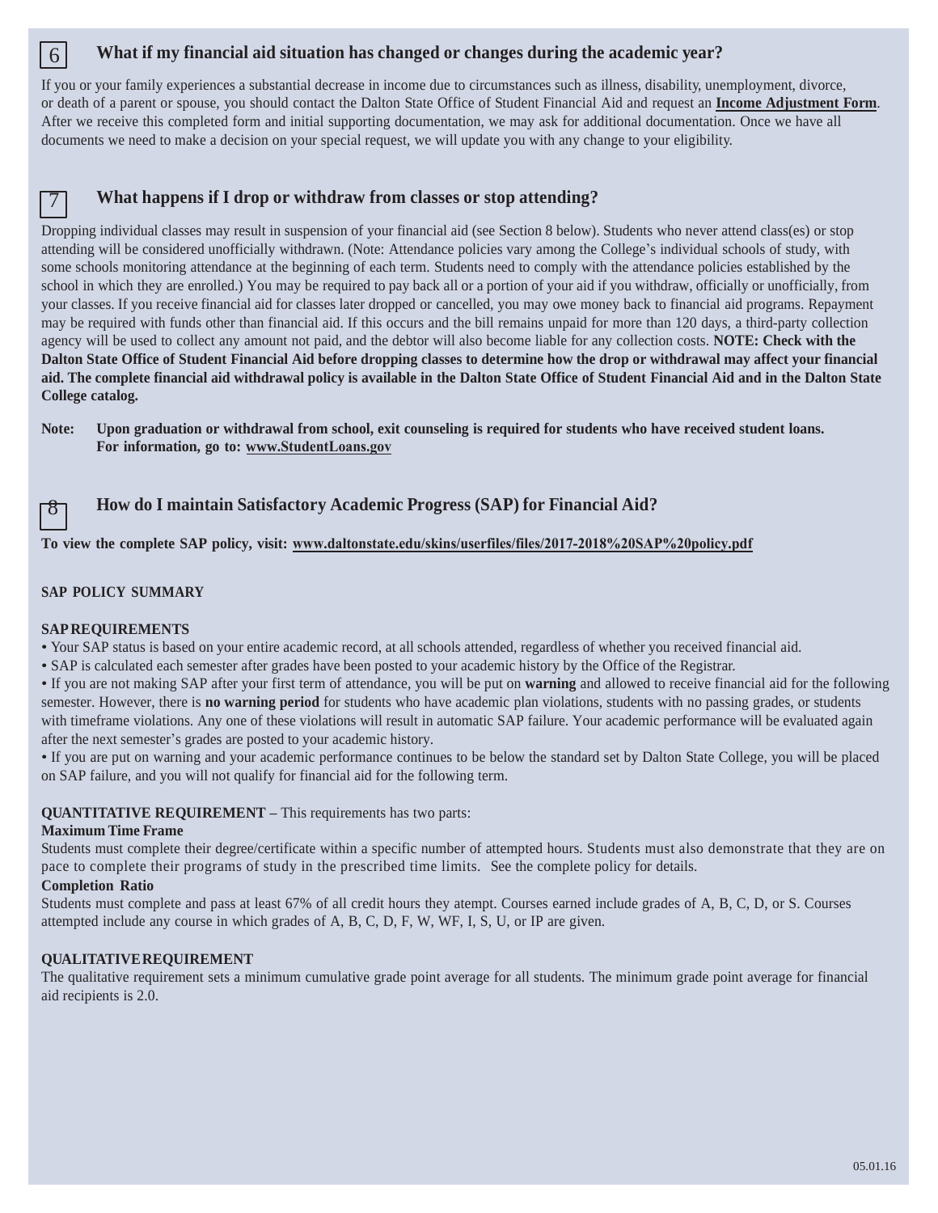## 6 What if my financial aid situation has changed or changes during the academic year?

If you or your family experiences a substantial decrease in income due to circumstances such as illness, disability, unemployment, divorce, or death of a parent or spouse, you should contact the Dalton State Office of Student Financial Aid and request an **Income Adjustment Form**. After we receive this completed form and initial supporting documentation, we may ask for additional documentation. Once we have all documents we need to make a decision on your special request, we will update you with any change to your eligibility.

## 7 What happens if I drop or withdraw from classes or stop attending?

Dropping individual classes may result in suspension of your financial aid (see Section 8 below). Students who never attend class(es) or stop attending will be considered unofficially withdrawn. (Note: Attendance policies vary among the College's individual schools of study, with some schools monitoring attendance at the beginning of each term. Students need to comply with the attendance policies established by the school in which they are enrolled.) You may be required to pay back all or a portion of your aid if you withdraw, officially or unofficially, from your classes. If you receive financial aid for classes later dropped or cancelled, you may owe money back to financial aid programs. Repayment may be required with funds other than financial aid. If this occurs and the bill remains unpaid for more than 120 days, a third-party collection agency will be used to collect any amount not paid, and the debtor will also become liable for any collection costs. **NOTE: Check with the Dalton State Office of Student Financial Aid before dropping classes to determine how the drop or withdrawal may affect your financial aid. The complete financial aid withdrawal policy is available in the Dalton State Office of Student Financial Aid and in the Dalton State College catalog.**

**Note: Upon graduation or withdrawal from school, exit counseling is required for students who have received student loans. For information, go to: www.StudentLoans.gov**

## 8 How do I maintain Satisfactory Academic Progress (SAP) for Financial Aid?

**To view the complete SAP policy, visit: www.daltonstate.edu/skins/userfiles/files/2017-2018%20SAP%20policy.pdf**

**SAP POLICY SUMMARY**

**SAP REQUIREMENTS**

- Your SAP status is based on your entire academic record, at all schools attended, regardless of whether you received financial aid.
- SAP is calculated each semester after grades have been posted to your academic history by the Office of the Registrar.
- If you are not making SAP after your first term of attendance, you will be put on **warning** and allowed to receive financial aid for the following semester. However, there is **no warning period** for students who have academic plan violations, students with no passing grades, or students with timeframe violations. Any one of these violations will result in automatic SAP failure. Your academic performance will be evaluated again after the next semester's grades are posted to your academic history.
- If you are put on warning and your academic performance continues to be below the standard set by Dalton State College, you will be placed on SAP failure, and you will not qualify for financial aid for the following term.

**QUANTITATIVE REQUIREMENT –** This requirements has two parts:

**Maximum Time Frame**

Students must complete their degree/certificate within a specific number of attempted hours. Students must also demonstrate that they are on pace to complete their programs of study in the prescribed time limits. See the complete policy for details.

**Completion Ratio**

Students must complete and pass at least 67% of all credit hours they atempt. Courses earned include grades of A, B, C, D, or S. Courses attempted include any course in which grades of A, B, C, D, F, W, WF, I, S, U, or IP are given.

**QUALITATIVE REQUIREMENT**

The qualitative requirement sets a minimum cumulative grade point average for all students. The minimum grade point average for financial aid recipients is 2.0.

05.01.16